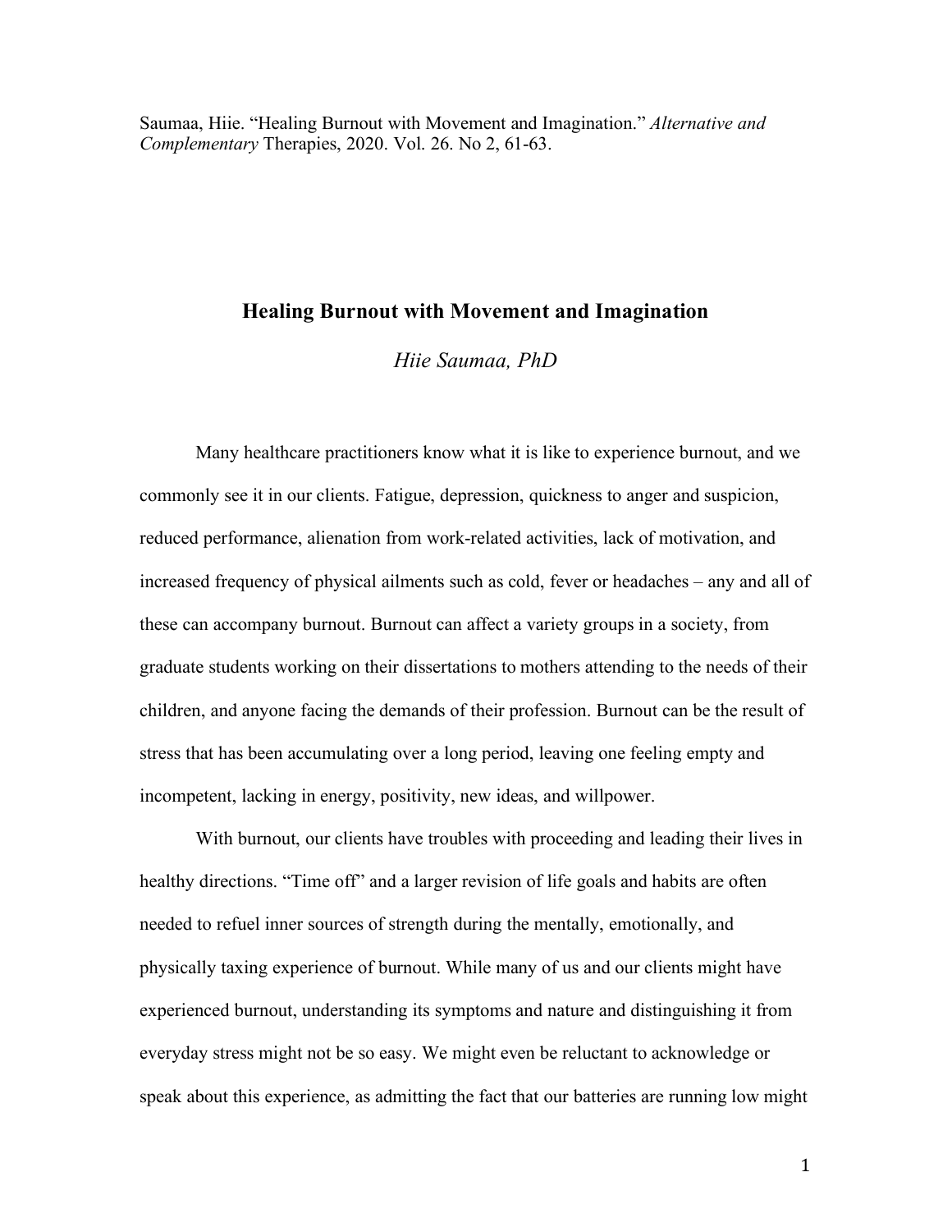Saumaa, Hiie. "Healing Burnout with Movement and Imagination." *Alternative and Complementary* Therapies, 2020. Vol. 26. No 2, 61-63.

# Healing Burnout with Movement and Imagination

*Hiie Saumaa, PhD*

Many healthcare practitioners know what it is like to experience burnout, and we commonly see it in our clients. Fatigue, depression, quickness to anger and suspicion, reduced performance, alienation from work-related activities, lack of motivation, and increased frequency of physical ailments such as cold, fever or headaches – any and all of these can accompany burnout. Burnout can affect a variety groups in a society, from graduate students working on their dissertations to mothers attending to the needs of their children, and anyone facing the demands of their profession. Burnout can be the result of stress that has been accumulating over a long period, leaving one feeling empty and incompetent, lacking in energy, positivity, new ideas, and willpower.

With burnout, our clients have troubles with proceeding and leading their lives in healthy directions. "Time off" and a larger revision of life goals and habits are often needed to refuel inner sources of strength during the mentally, emotionally, and physically taxing experience of burnout. While many of us and our clients might have experienced burnout, understanding its symptoms and nature and distinguishing it from everyday stress might not be so easy. We might even be reluctant to acknowledge or speak about this experience, as admitting the fact that our batteries are running low might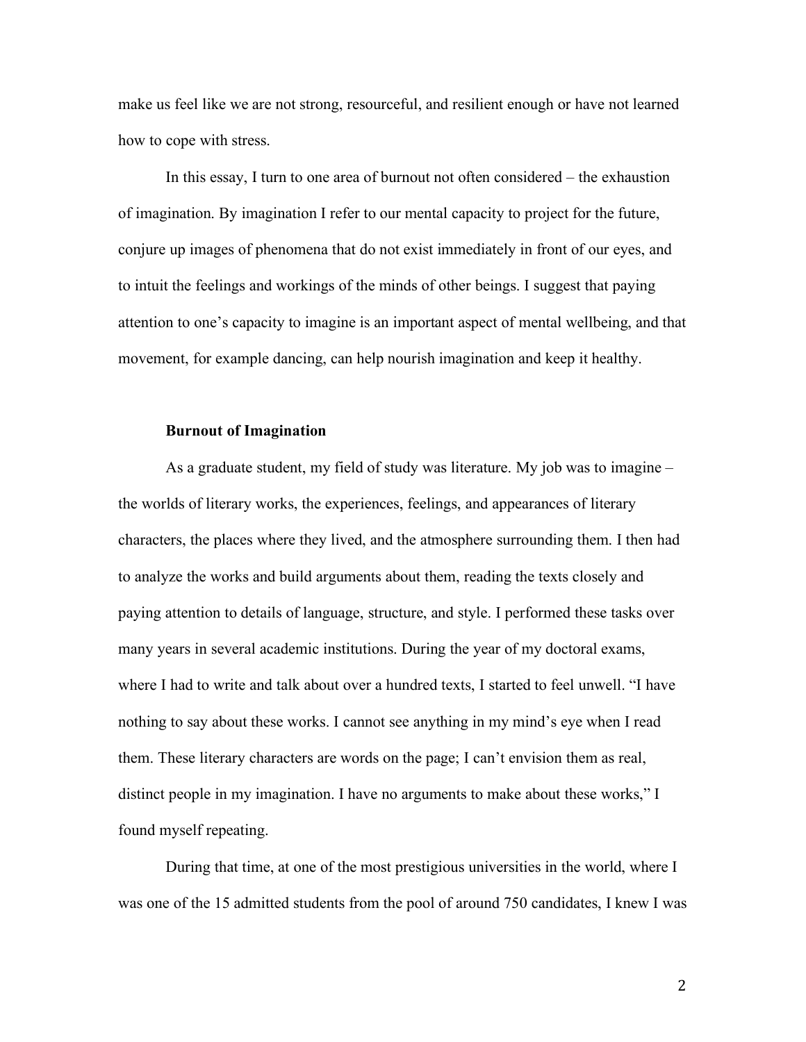make us feel like we are not strong, resourceful, and resilient enough or have not learned how to cope with stress.

In this essay, I turn to one area of burnout not often considered – the exhaustion of imagination. By imagination I refer to our mental capacity to project for the future, conjure up images of phenomena that do not exist immediately in front of our eyes, and to intuit the feelings and workings of the minds of other beings. I suggest that paying attention to one's capacity to imagine is an important aspect of mental wellbeing, and that movement, for example dancing, can help nourish imagination and keep it healthy.

**Burnout of Imagination**

As a graduate student, my field of study was literature. My job was to imagine – the worlds of literary works, the experiences, feelings, and appearances of literary characters, the places where they lived, and the atmosphere surrounding them. I then had to analyze the works and build arguments about them, reading the texts closely and paying attention to details of language, structure, and style. I performed these tasks over many years in several academic institutions. During the year of my doctoral exams, where I had to write and talk about over a hundred texts, I started to feel unwell. "I have nothing to say about these works. I cannot see anything in my mind's eye when I read them. These literary characters are words on the page; I can't envision them as real, distinct people in my imagination. I have no arguments to make about these works," I found myself repeating.

During that time, at one of the most prestigious universities in the world, where I was one of the 15 admitted students from the pool of around 750 candidates, I knew I was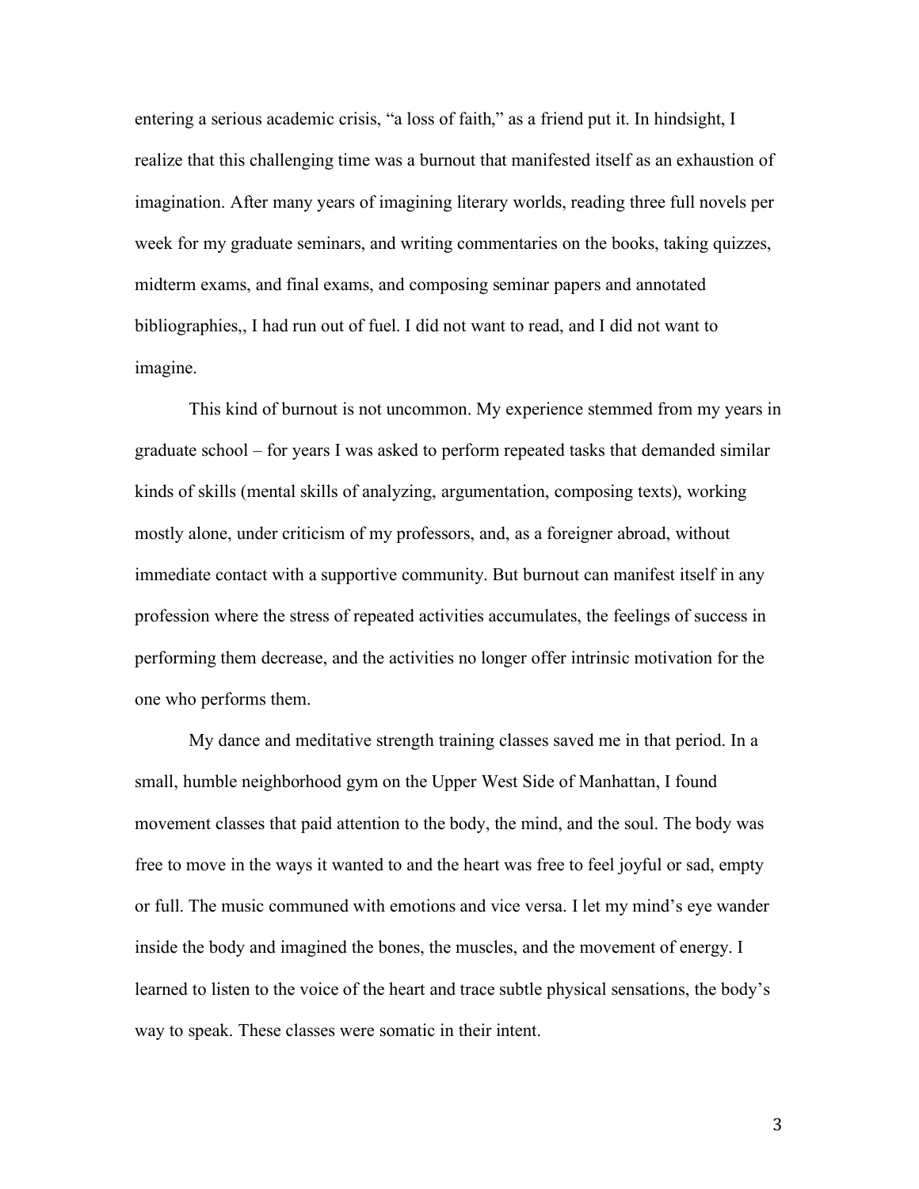entering a serious academic crisis, "a loss of faith," as a friend put it. In hindsight, I realize that this challenging time was a burnout that manifested itself as an exhaustion of imagination. After many years of imagining literary worlds, reading three full novels per week for my graduate seminars, and writing commentaries on the books, taking quizzes, midterm exams, and final exams, and composing seminar papers and annotated bibliographies,, I had run out of fuel. I did not want to read, and I did not want to imagine.

This kind of burnout is not uncommon. My experience stemmed from my years in graduate school – for years I was asked to perform repeated tasks that demanded similar kinds of skills (mental skills of analyzing, argumentation, composing texts), working mostly alone, under criticism of my professors, and, as a foreigner abroad, without immediate contact with a supportive community. But burnout can manifest itself in any profession where the stress of repeated activities accumulates, the feelings of success in performing them decrease, and the activities no longer offer intrinsic motivation for the one who performs them.

My dance and meditative strength training classes saved me in that period. In a small, humble neighborhood gym on the Upper West Side of Manhattan, I found movement classes that paid attention to the body, the mind, and the soul. The body was free to move in the ways it wanted to and the heart was free to feel joyful or sad, empty or full. The music communed with emotions and vice versa. I let my mind's eye wander inside the body and imagined the bones, the muscles, and the movement of energy. I learned to listen to the voice of the heart and trace subtle physical sensations, the body's way to speak. These classes were somatic in their intent.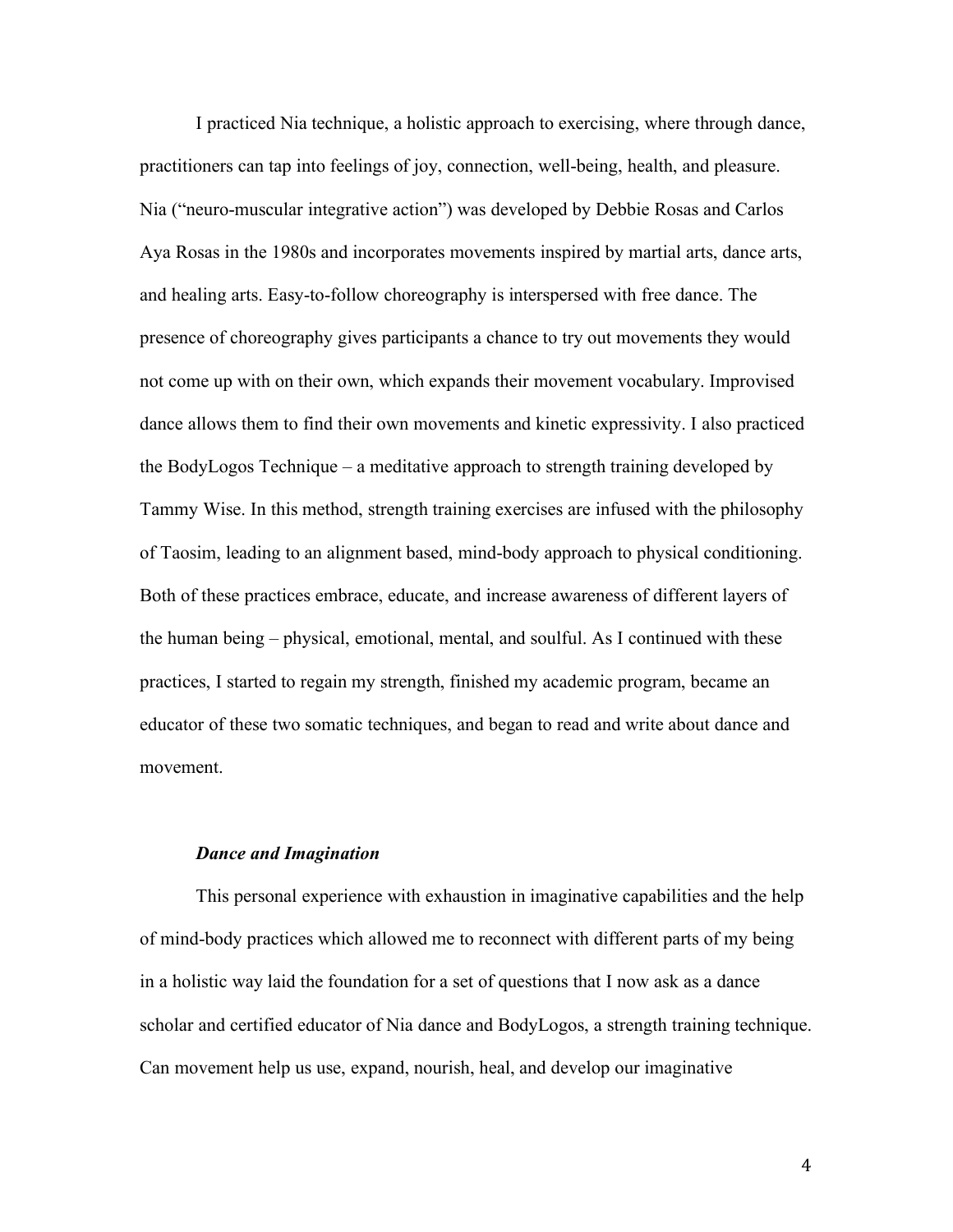I practiced Nia technique, a holistic approach to exercising, where through dance, practitioners can tap into feelings of joy, connection, well-being, health, and pleasure. Nia ("neuro-muscular integrative action") was developed by Debbie Rosas and Carlos Aya Rosas in the 1980s and incorporates movements inspired by martial arts, dance arts, and healing arts. Easy-to-follow choreography is interspersed with free dance. The presence of choreography gives participants a chance to try out movements they would not come up with on their own, which expands their movement vocabulary. Improvised dance allows them to find their own movements and kinetic expressivity. I also practiced the BodyLogos Technique – a meditative approach to strength training developed by Tammy Wise. In this method, strength training exercises are infused with the philosophy of Taosim, leading to an alignment based, mind-body approach to physical conditioning. Both of these practices embrace, educate, and increase awareness of different layers of the human being – physical, emotional, mental, and soulful. As I continued with these practices, I started to regain my strength, finished my academic program, became an educator of these two somatic techniques, and began to read and write about dance and movement.

### ***Dance and Imagination***

This personal experience with exhaustion in imaginative capabilities and the help of mind-body practices which allowed me to reconnect with different parts of my being in a holistic way laid the foundation for a set of questions that I now ask as a dance scholar and certified educator of Nia dance and BodyLogos, a strength training technique. Can movement help us use, expand, nourish, heal, and develop our imaginative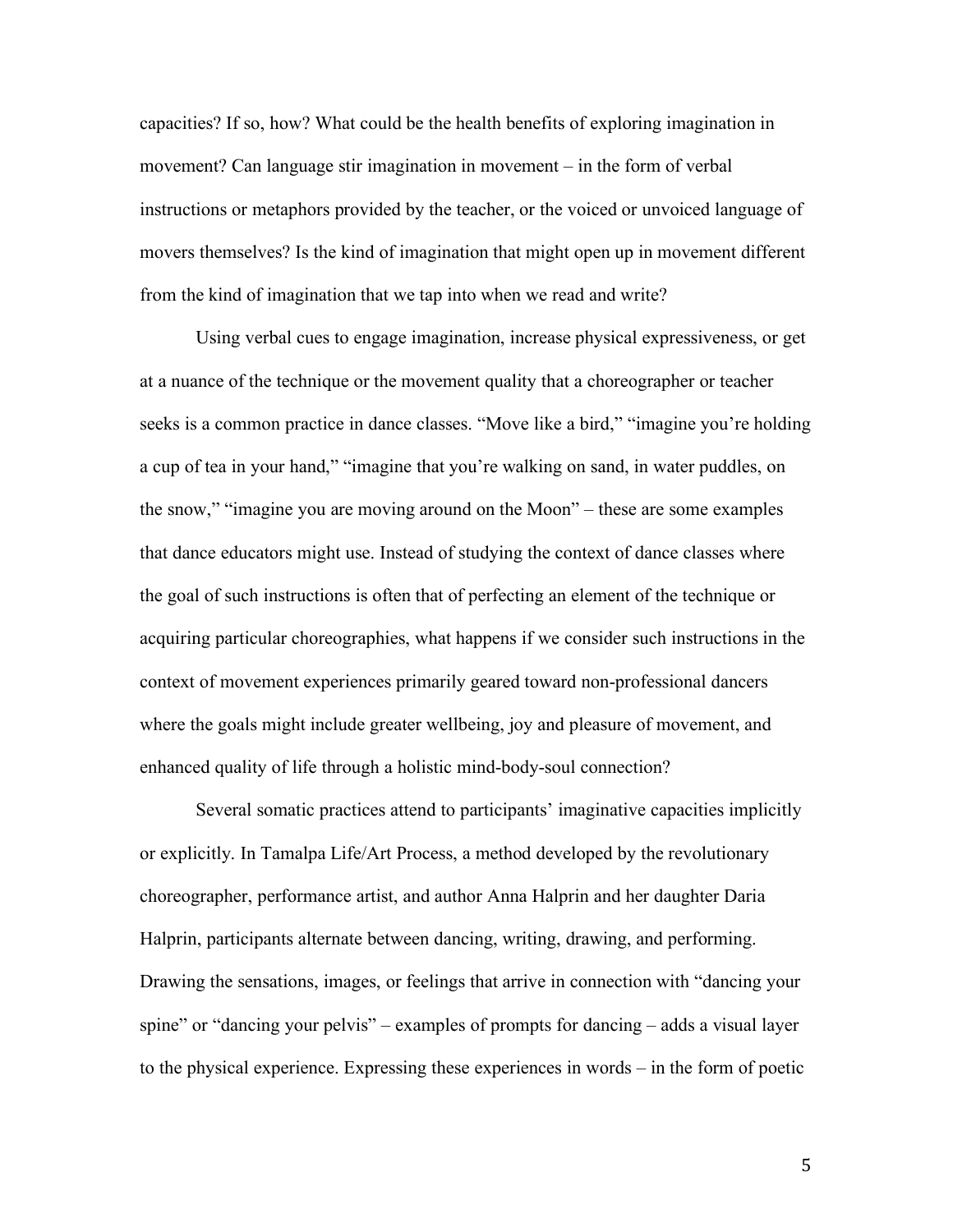capacities? If so, how? What could be the health benefits of exploring imagination in movement? Can language stir imagination in movement – in the form of verbal instructions or metaphors provided by the teacher, or the voiced or unvoiced language of movers themselves? Is the kind of imagination that might open up in movement different from the kind of imagination that we tap into when we read and write?

Using verbal cues to engage imagination, increase physical expressiveness, or get at a nuance of the technique or the movement quality that a choreographer or teacher seeks is a common practice in dance classes. "Move like a bird," "imagine you're holding a cup of tea in your hand," "imagine that you're walking on sand, in water puddles, on the snow," "imagine you are moving around on the Moon" – these are some examples that dance educators might use. Instead of studying the context of dance classes where the goal of such instructions is often that of perfecting an element of the technique or acquiring particular choreographies, what happens if we consider such instructions in the context of movement experiences primarily geared toward non-professional dancers where the goals might include greater wellbeing, joy and pleasure of movement, and enhanced quality of life through a holistic mind-body-soul connection?

Several somatic practices attend to participants' imaginative capacities implicitly or explicitly. In Tamalpa Life/Art Process, a method developed by the revolutionary choreographer, performance artist, and author Anna Halprin and her daughter Daria Halprin, participants alternate between dancing, writing, drawing, and performing. Drawing the sensations, images, or feelings that arrive in connection with "dancing your spine" or "dancing your pelvis" – examples of prompts for dancing – adds a visual layer to the physical experience. Expressing these experiences in words – in the form of poetic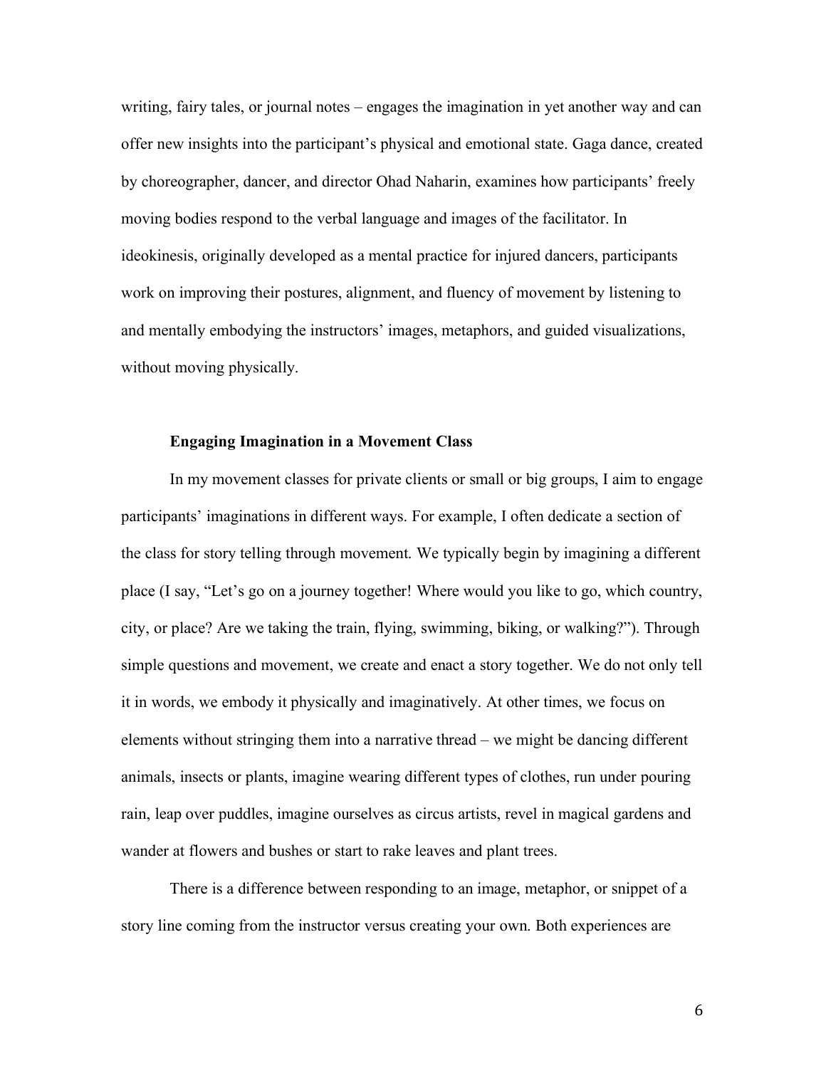writing, fairy tales, or journal notes – engages the imagination in yet another way and can offer new insights into the participant's physical and emotional state. Gaga dance, created by choreographer, dancer, and director Ohad Naharin, examines how participants' freely moving bodies respond to the verbal language and images of the facilitator. In ideokinesis, originally developed as a mental practice for injured dancers, participants work on improving their postures, alignment, and fluency of movement by listening to and mentally embodying the instructors' images, metaphors, and guided visualizations, without moving physically.

**Engaging Imagination in a Movement Class**

In my movement classes for private clients or small or big groups, I aim to engage participants' imaginations in different ways. For example, I often dedicate a section of the class for story telling through movement. We typically begin by imagining a different place (I say, "Let's go on a journey together! Where would you like to go, which country, city, or place? Are we taking the train, flying, swimming, biking, or walking?"). Through simple questions and movement, we create and enact a story together. We do not only tell it in words, we embody it physically and imaginatively. At other times, we focus on elements without stringing them into a narrative thread – we might be dancing different animals, insects or plants, imagine wearing different types of clothes, run under pouring rain, leap over puddles, imagine ourselves as circus artists, revel in magical gardens and wander at flowers and bushes or start to rake leaves and plant trees.

There is a difference between responding to an image, metaphor, or snippet of a story line coming from the instructor versus creating your own. Both experiences are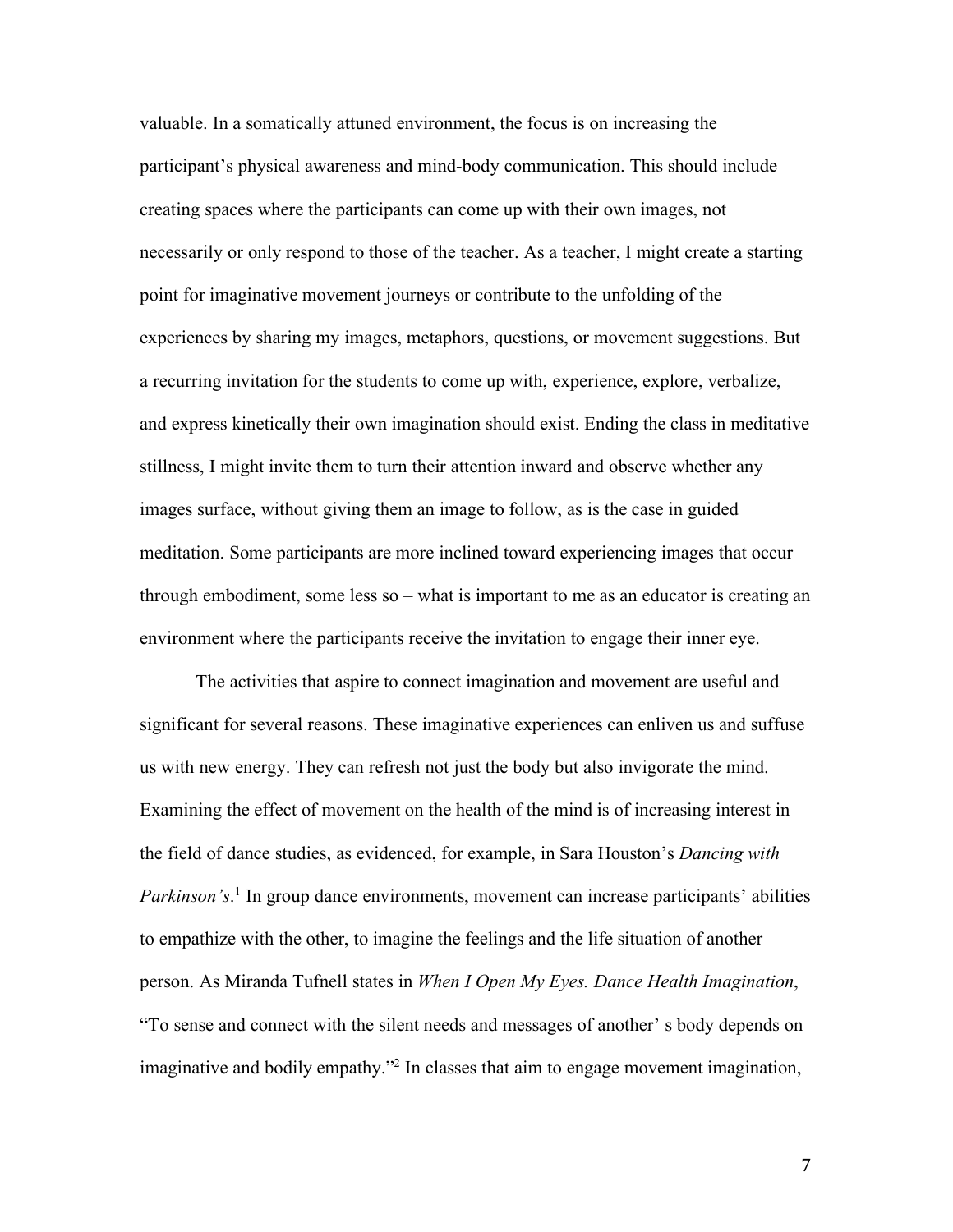valuable. In a somatically attuned environment, the focus is on increasing the participant's physical awareness and mind-body communication. This should include creating spaces where the participants can come up with their own images, not necessarily or only respond to those of the teacher. As a teacher, I might create a starting point for imaginative movement journeys or contribute to the unfolding of the experiences by sharing my images, metaphors, questions, or movement suggestions. But a recurring invitation for the students to come up with, experience, explore, verbalize, and express kinetically their own imagination should exist. Ending the class in meditative stillness, I might invite them to turn their attention inward and observe whether any images surface, without giving them an image to follow, as is the case in guided meditation. Some participants are more inclined toward experiencing images that occur through embodiment, some less so – what is important to me as an educator is creating an environment where the participants receive the invitation to engage their inner eye.

The activities that aspire to connect imagination and movement are useful and significant for several reasons. These imaginative experiences can enliven us and suffuse us with new energy. They can refresh not just the body but also invigorate the mind. Examining the effect of movement on the health of the mind is of increasing interest in the field of dance studies, as evidenced, for example, in Sara Houston's *Dancing with Parkinson's*.[1] In group dance environments, movement can increase participants' abilities to empathize with the other, to imagine the feelings and the life situation of another person. As Miranda Tufnell states in *When I Open My Eyes. Dance Health Imagination*, "To sense and connect with the silent needs and messages of another' s body depends on imaginative and bodily empathy."[2] In classes that aim to engage movement imagination,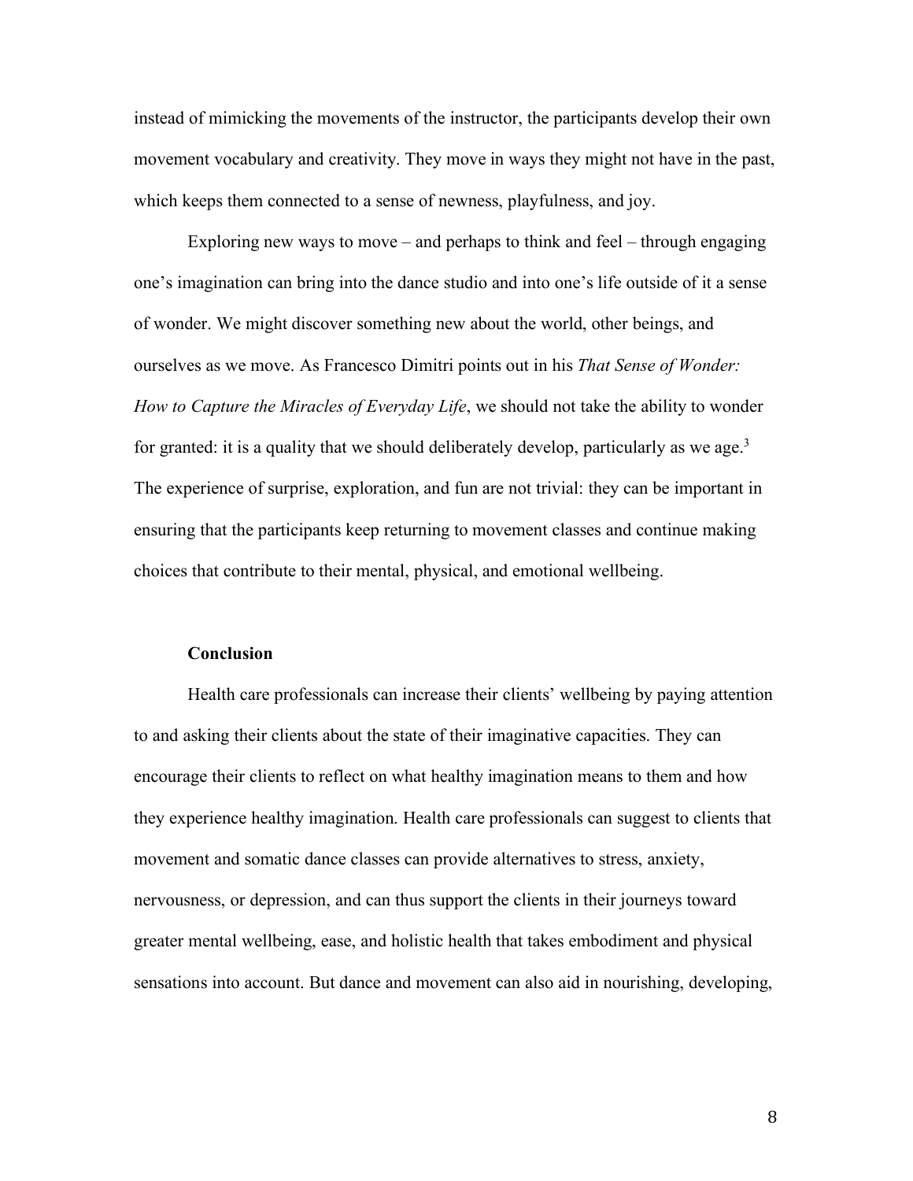instead of mimicking the movements of the instructor, the participants develop their own movement vocabulary and creativity. They move in ways they might not have in the past, which keeps them connected to a sense of newness, playfulness, and joy.

Exploring new ways to move – and perhaps to think and feel – through engaging one's imagination can bring into the dance studio and into one's life outside of it a sense of wonder. We might discover something new about the world, other beings, and ourselves as we move. As Francesco Dimitri points out in his *That Sense of Wonder: How to Capture the Miracles of Everyday Life*, we should not take the ability to wonder for granted: it is a quality that we should deliberately develop, particularly as we age.[3] The experience of surprise, exploration, and fun are not trivial: they can be important in ensuring that the participants keep returning to movement classes and continue making choices that contribute to their mental, physical, and emotional wellbeing.

**Conclusion**

Health care professionals can increase their clients' wellbeing by paying attention to and asking their clients about the state of their imaginative capacities. They can encourage their clients to reflect on what healthy imagination means to them and how they experience healthy imagination. Health care professionals can suggest to clients that movement and somatic dance classes can provide alternatives to stress, anxiety, nervousness, or depression, and can thus support the clients in their journeys toward greater mental wellbeing, ease, and holistic health that takes embodiment and physical sensations into account. But dance and movement can also aid in nourishing, developing,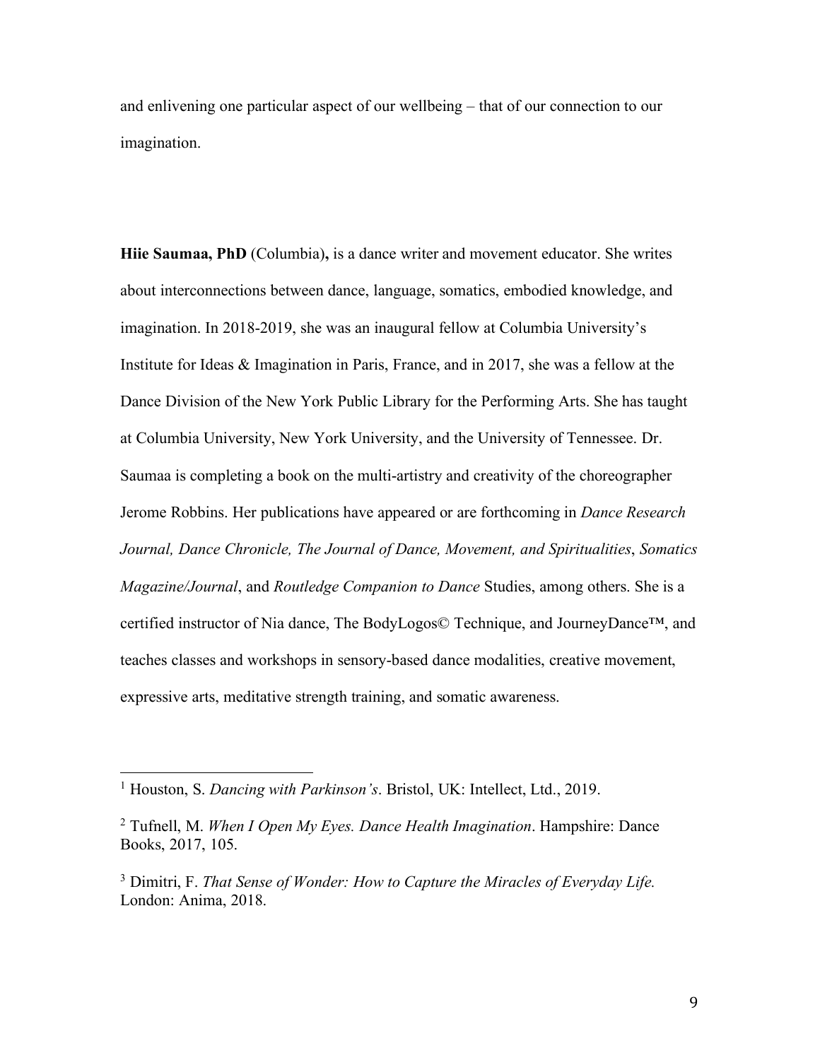and enlivening one particular aspect of our wellbeing – that of our connection to our imagination.

**Hiie Saumaa, PhD** (Columbia)**,** is a dance writer and movement educator. She writes about interconnections between dance, language, somatics, embodied knowledge, and imagination. In 2018-2019, she was an inaugural fellow at Columbia University's Institute for Ideas & Imagination in Paris, France, and in 2017, she was a fellow at the Dance Division of the New York Public Library for the Performing Arts. She has taught at Columbia University, New York University, and the University of Tennessee. Dr. Saumaa is completing a book on the multi-artistry and creativity of the choreographer Jerome Robbins. Her publications have appeared or are forthcoming in *Dance Research Journal, Dance Chronicle, The Journal of Dance, Movement, and Spiritualities*, *Somatics Magazine/Journal*, and *Routledge Companion to Dance* Studies, among others. She is a certified instructor of Nia dance, The BodyLogos© Technique, and JourneyDance™, and teaches classes and workshops in sensory-based dance modalities, creative movement, expressive arts, meditative strength training, and somatic awareness.

---

[1] Houston, S. *Dancing with Parkinson's*. Bristol, UK: Intellect, Ltd., 2019.

[2] Tufnell, M. *When I Open My Eyes. Dance Health Imagination*. Hampshire: Dance Books, 2017, 105.

[3] Dimitri, F. *That Sense of Wonder: How to Capture the Miracles of Everyday Life.* London: Anima, 2018.